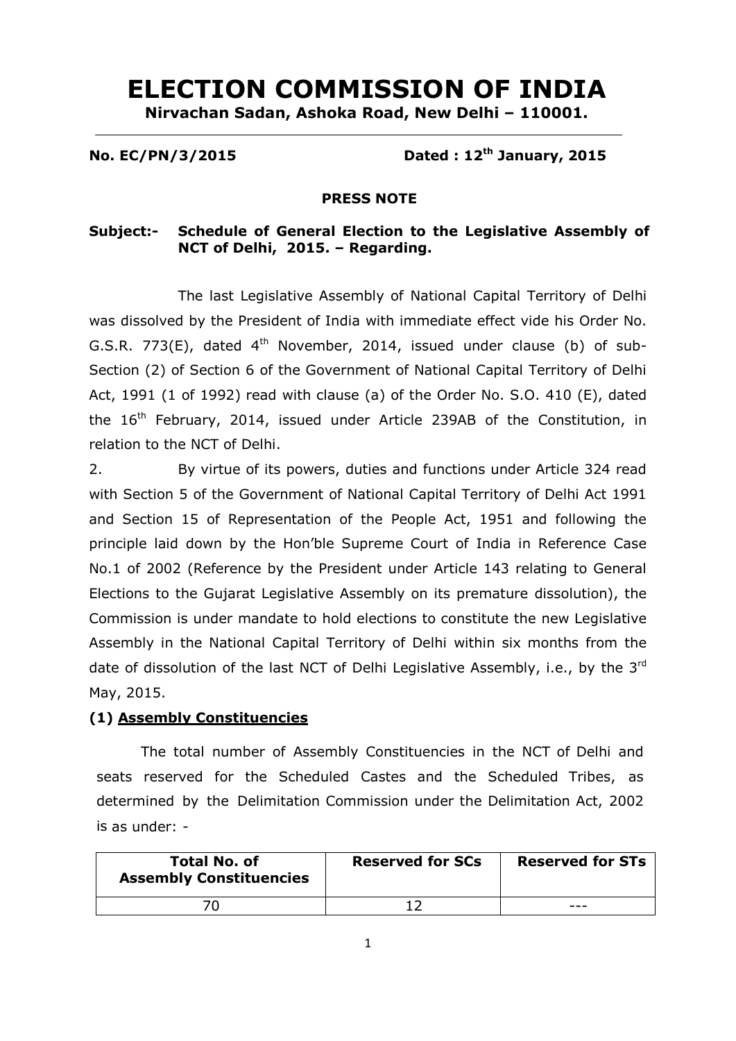# ELECTION COMMISSION OF INDIA

**Nirvachan Sadan, Ashoka Road, New Delhi – 110001.**

**No. EC/PN/3/2015 Dated : 12th January, 2015**

**PRESS NOTE**

**Subject:- Schedule of General Election to the Legislative Assembly of NCT of Delhi, 2015. – Regarding.**

The last Legislative Assembly of National Capital Territory of Delhi was dissolved by the President of India with immediate effect vide his Order No. G.S.R. 773(E), dated 4th November, 2014, issued under clause (b) of sub-Section (2) of Section 6 of the Government of National Capital Territory of Delhi Act, 1991 (1 of 1992) read with clause (a) of the Order No. S.O. 410 (E), dated the 16th February, 2014, issued under Article 239AB of the Constitution, in relation to the NCT of Delhi.

2. By virtue of its powers, duties and functions under Article 324 read with Section 5 of the Government of National Capital Territory of Delhi Act 1991 and Section 15 of Representation of the People Act, 1951 and following the principle laid down by the Hon'ble Supreme Court of India in Reference Case No.1 of 2002 (Reference by the President under Article 143 relating to General Elections to the Gujarat Legislative Assembly on its premature dissolution), the Commission is under mandate to hold elections to constitute the new Legislative Assembly in the National Capital Territory of Delhi within six months from the date of dissolution of the last NCT of Delhi Legislative Assembly, i.e., by the 3rd May, 2015.

**(1) Assembly Constituencies**

The total number of Assembly Constituencies in the NCT of Delhi and seats reserved for the Scheduled Castes and the Scheduled Tribes, as determined by the Delimitation Commission under the Delimitation Act, 2002 is as under: -

| Total No. of Assembly Constituencies | Reserved for SCs | Reserved for STs |
|---|---|---|
| 70 | 12 | --- |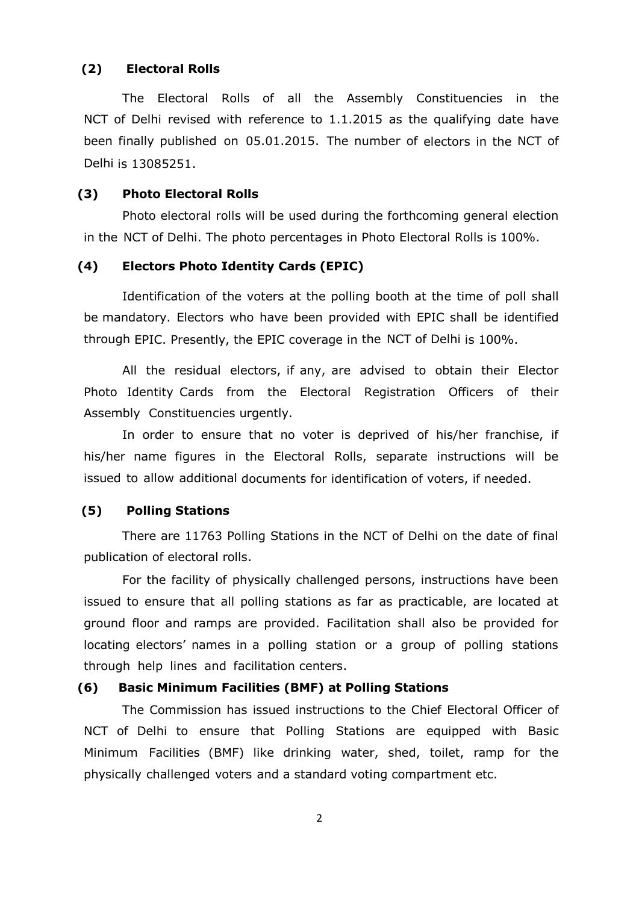## (2) Electoral Rolls

The Electoral Rolls of all the Assembly Constituencies in the NCT of Delhi revised with reference to 1.1.2015 as the qualifying date have been finally published on 05.01.2015. The number of electors in the NCT of Delhi is 13085251.

## (3) Photo Electoral Rolls

Photo electoral rolls will be used during the forthcoming general election in the NCT of Delhi. The photo percentages in Photo Electoral Rolls is 100%.

## (4) Electors Photo Identity Cards (EPIC)

Identification of the voters at the polling booth at the time of poll shall be mandatory. Electors who have been provided with EPIC shall be identified through EPIC. Presently, the EPIC coverage in the NCT of Delhi is 100%.

All the residual electors, if any, are advised to obtain their Elector Photo Identity Cards from the Electoral Registration Officers of their Assembly Constituencies urgently.

In order to ensure that no voter is deprived of his/her franchise, if his/her name figures in the Electoral Rolls, separate instructions will be issued to allow additional documents for identification of voters, if needed.

## (5) Polling Stations

There are 11763 Polling Stations in the NCT of Delhi on the date of final publication of electoral rolls.

For the facility of physically challenged persons, instructions have been issued to ensure that all polling stations as far as practicable, are located at ground floor and ramps are provided. Facilitation shall also be provided for locating electors' names in a polling station or a group of polling stations through help lines and facilitation centers.

## (6) Basic Minimum Facilities (BMF) at Polling Stations

The Commission has issued instructions to the Chief Electoral Officer of NCT of Delhi to ensure that Polling Stations are equipped with Basic Minimum Facilities (BMF) like drinking water, shed, toilet, ramp for the physically challenged voters and a standard voting compartment etc.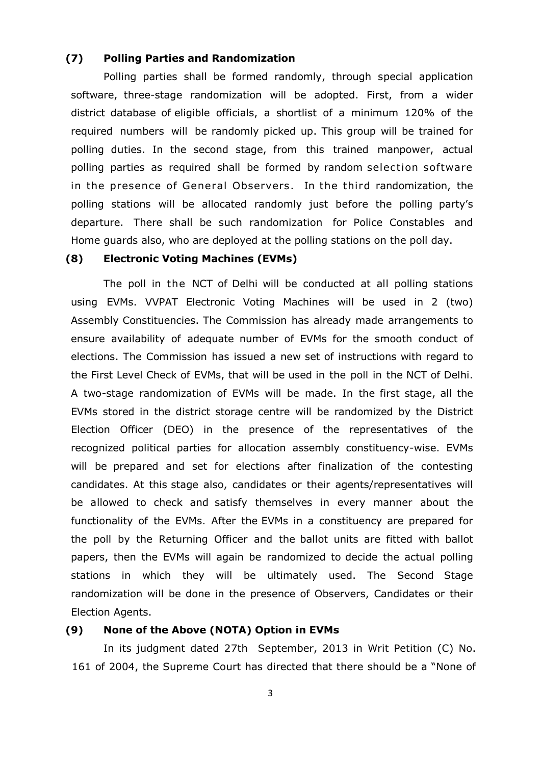### (7) Polling Parties and Randomization

Polling parties shall be formed randomly, through special application software, three-stage randomization will be adopted. First, from a wider district database of eligible officials, a shortlist of a minimum 120% of the required numbers will be randomly picked up. This group will be trained for polling duties. In the second stage, from this trained manpower, actual polling parties as required shall be formed by random selection software in the presence of General Observers. In the third randomization, the polling stations will be allocated randomly just before the polling party's departure. There shall be such randomization for Police Constables and Home guards also, who are deployed at the polling stations on the poll day.

### (8) Electronic Voting Machines (EVMs)

The poll in the NCT of Delhi will be conducted at all polling stations using EVMs. VVPAT Electronic Voting Machines will be used in 2 (two) Assembly Constituencies. The Commission has already made arrangements to ensure availability of adequate number of EVMs for the smooth conduct of elections. The Commission has issued a new set of instructions with regard to the First Level Check of EVMs, that will be used in the poll in the NCT of Delhi. A two-stage randomization of EVMs will be made. In the first stage, all the EVMs stored in the district storage centre will be randomized by the District Election Officer (DEO) in the presence of the representatives of the recognized political parties for allocation assembly constituency-wise. EVMs will be prepared and set for elections after finalization of the contesting candidates. At this stage also, candidates or their agents/representatives will be allowed to check and satisfy themselves in every manner about the functionality of the EVMs. After the EVMs in a constituency are prepared for the poll by the Returning Officer and the ballot units are fitted with ballot papers, then the EVMs will again be randomized to decide the actual polling stations in which they will be ultimately used. The Second Stage randomization will be done in the presence of Observers, Candidates or their Election Agents.

### (9) None of the Above (NOTA) Option in EVMs

In its judgment dated 27th September, 2013 in Writ Petition (C) No. 161 of 2004, the Supreme Court has directed that there should be a "None of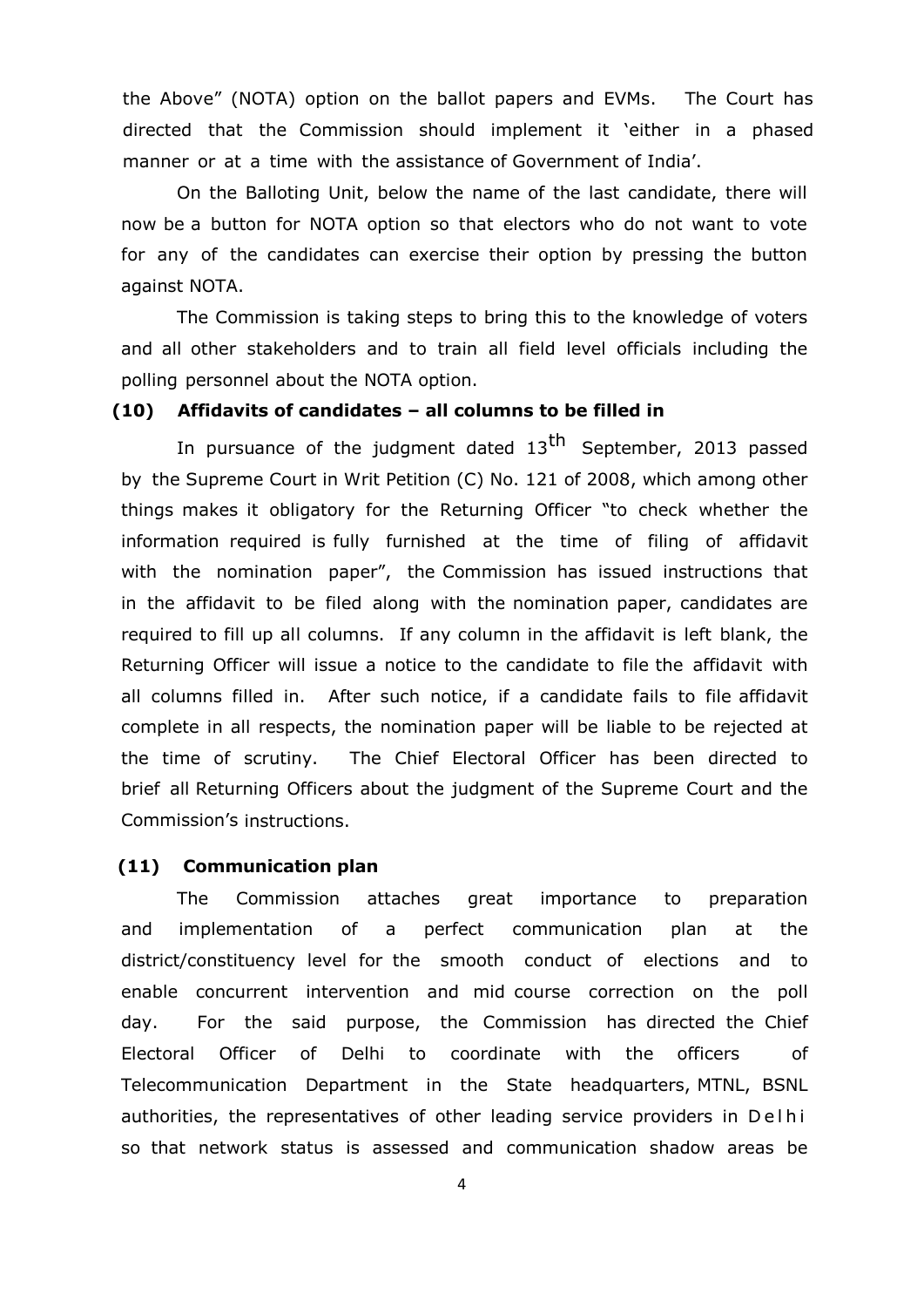the Above" (NOTA) option on the ballot papers and EVMs. The Court has directed that the Commission should implement it 'either in a phased manner or at a time with the assistance of Government of India'.

On the Balloting Unit, below the name of the last candidate, there will now be a button for NOTA option so that electors who do not want to vote for any of the candidates can exercise their option by pressing the button against NOTA.

The Commission is taking steps to bring this to the knowledge of voters and all other stakeholders and to train all field level officials including the polling personnel about the NOTA option.

### (10) Affidavits of candidates – all columns to be filled in

In pursuance of the judgment dated 13th September, 2013 passed by the Supreme Court in Writ Petition (C) No. 121 of 2008, which among other things makes it obligatory for the Returning Officer "to check whether the information required is fully furnished at the time of filing of affidavit with the nomination paper", the Commission has issued instructions that in the affidavit to be filed along with the nomination paper, candidates are required to fill up all columns. If any column in the affidavit is left blank, the Returning Officer will issue a notice to the candidate to file the affidavit with all columns filled in. After such notice, if a candidate fails to file affidavit complete in all respects, the nomination paper will be liable to be rejected at the time of scrutiny. The Chief Electoral Officer has been directed to brief all Returning Officers about the judgment of the Supreme Court and the Commission's instructions.

### (11) Communication plan

The Commission attaches great importance to preparation and implementation of a perfect communication plan at the district/constituency level for the smooth conduct of elections and to enable concurrent intervention and mid course correction on the poll day. For the said purpose, the Commission has directed the Chief Electoral Officer of Delhi to coordinate with the officers of Telecommunication Department in the State headquarters, MTNL, BSNL authorities, the representatives of other leading service providers in Delhi so that network status is assessed and communication shadow areas be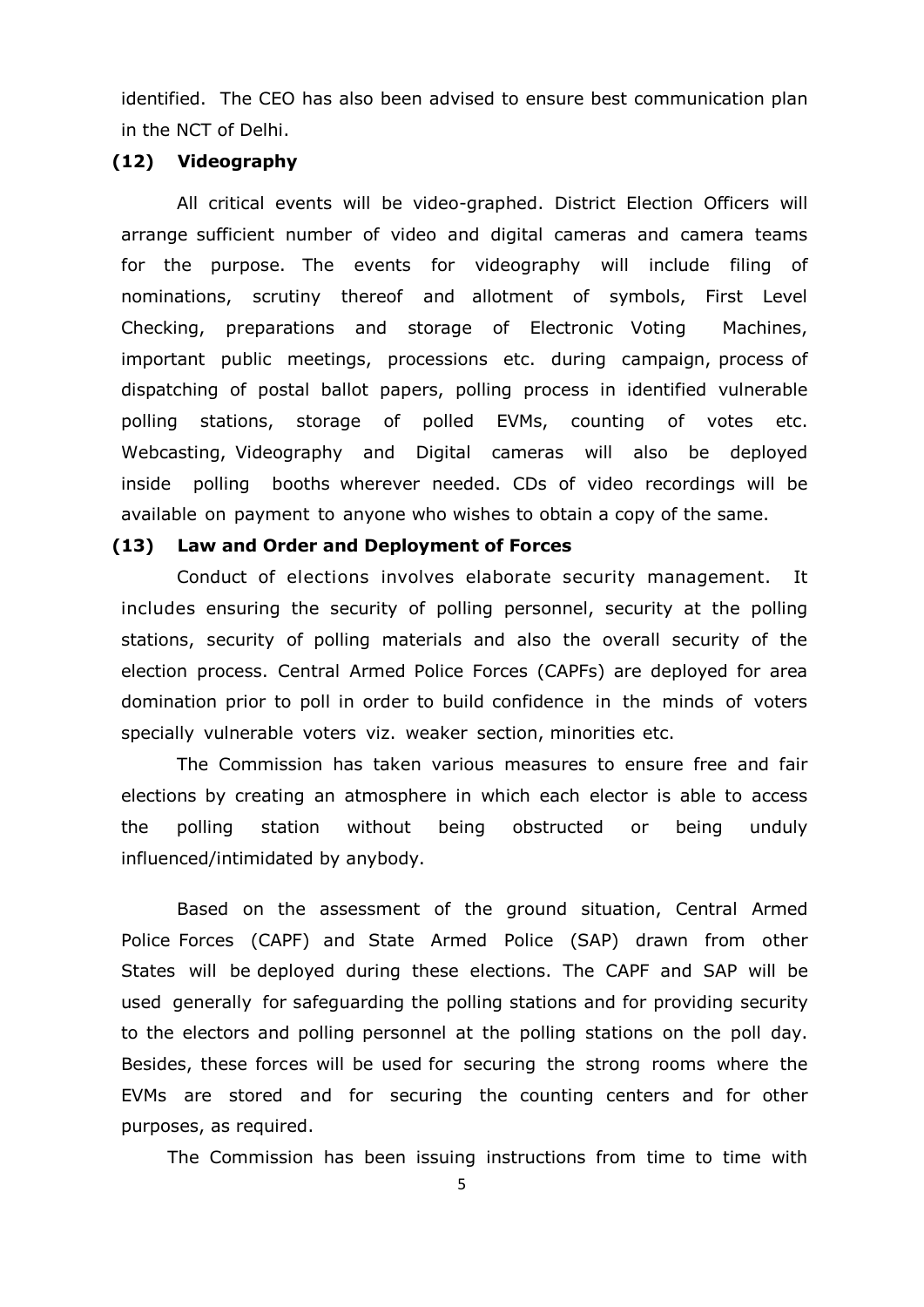identified. The CEO has also been advised to ensure best communication plan in the NCT of Delhi.

**(12) Videography**

All critical events will be video-graphed. District Election Officers will arrange sufficient number of video and digital cameras and camera teams for the purpose. The events for videography will include filing of nominations, scrutiny thereof and allotment of symbols, First Level Checking, preparations and storage of Electronic Voting Machines, important public meetings, processions etc. during campaign, process of dispatching of postal ballot papers, polling process in identified vulnerable polling stations, storage of polled EVMs, counting of votes etc. Webcasting, Videography and Digital cameras will also be deployed inside polling booths wherever needed. CDs of video recordings will be available on payment to anyone who wishes to obtain a copy of the same.

**(13) Law and Order and Deployment of Forces**

Conduct of elections involves elaborate security management. It includes ensuring the security of polling personnel, security at the polling stations, security of polling materials and also the overall security of the election process. Central Armed Police Forces (CAPFs) are deployed for area domination prior to poll in order to build confidence in the minds of voters specially vulnerable voters viz. weaker section, minorities etc.

The Commission has taken various measures to ensure free and fair elections by creating an atmosphere in which each elector is able to access the polling station without being obstructed or being unduly influenced/intimidated by anybody.

Based on the assessment of the ground situation, Central Armed Police Forces (CAPF) and State Armed Police (SAP) drawn from other States will be deployed during these elections. The CAPF and SAP will be used generally for safeguarding the polling stations and for providing security to the electors and polling personnel at the polling stations on the poll day. Besides, these forces will be used for securing the strong rooms where the EVMs are stored and for securing the counting centers and for other purposes, as required.

The Commission has been issuing instructions from time to time with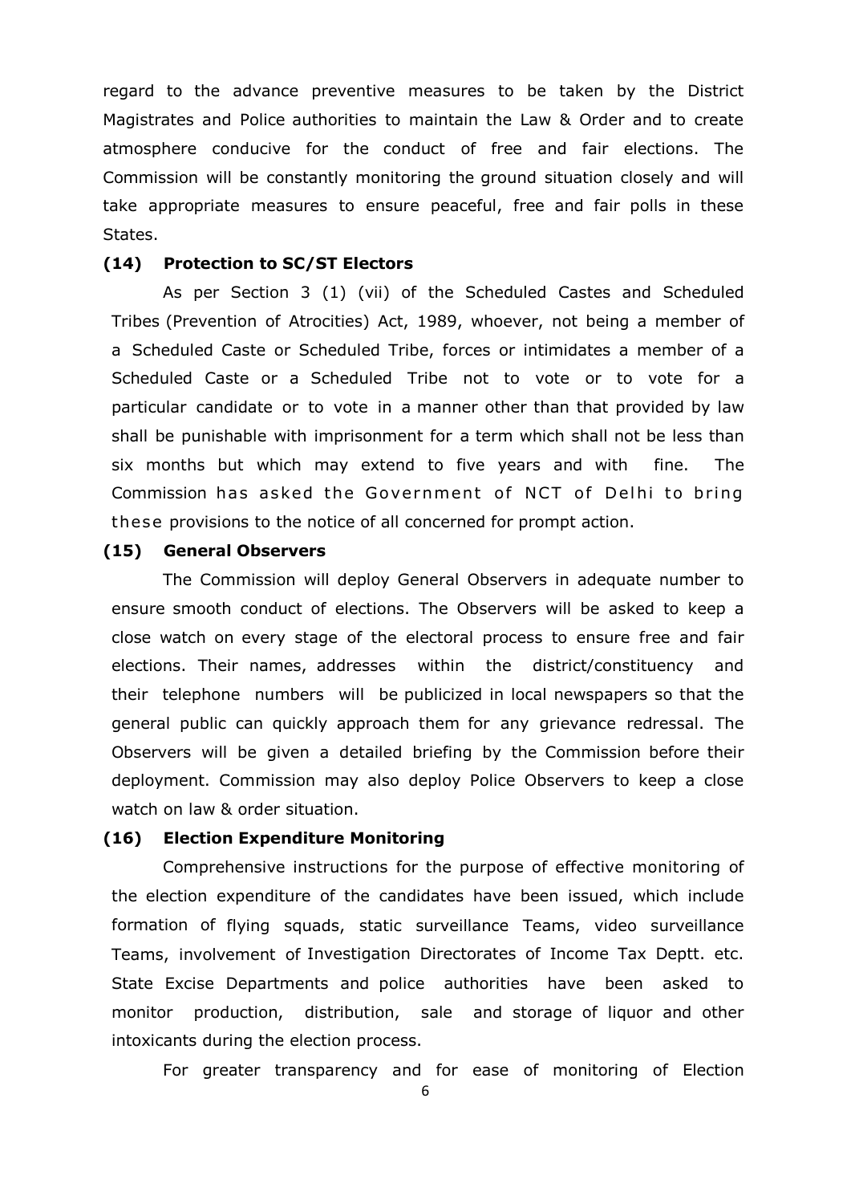regard to the advance preventive measures to be taken by the District Magistrates and Police authorities to maintain the Law & Order and to create atmosphere conducive for the conduct of free and fair elections. The Commission will be constantly monitoring the ground situation closely and will take appropriate measures to ensure peaceful, free and fair polls in these States.

**(14) Protection to SC/ST Electors**

As per Section 3 (1) (vii) of the Scheduled Castes and Scheduled Tribes (Prevention of Atrocities) Act, 1989, whoever, not being a member of a Scheduled Caste or Scheduled Tribe, forces or intimidates a member of a Scheduled Caste or a Scheduled Tribe not to vote or to vote for a particular candidate or to vote in a manner other than that provided by law shall be punishable with imprisonment for a term which shall not be less than six months but which may extend to five years and with fine. The Commission has asked the Government of NCT of Delhi to bring these provisions to the notice of all concerned for prompt action.

**(15) General Observers**

The Commission will deploy General Observers in adequate number to ensure smooth conduct of elections. The Observers will be asked to keep a close watch on every stage of the electoral process to ensure free and fair elections. Their names, addresses within the district/constituency and their telephone numbers will be publicized in local newspapers so that the general public can quickly approach them for any grievance redressal. The Observers will be given a detailed briefing by the Commission before their deployment. Commission may also deploy Police Observers to keep a close watch on law & order situation.

**(16) Election Expenditure Monitoring**

Comprehensive instructions for the purpose of effective monitoring of the election expenditure of the candidates have been issued, which include formation of flying squads, static surveillance Teams, video surveillance Teams, involvement of Investigation Directorates of Income Tax Deptt. etc. State Excise Departments and police authorities have been asked to monitor production, distribution, sale and storage of liquor and other intoxicants during the election process.

For greater transparency and for ease of monitoring of Election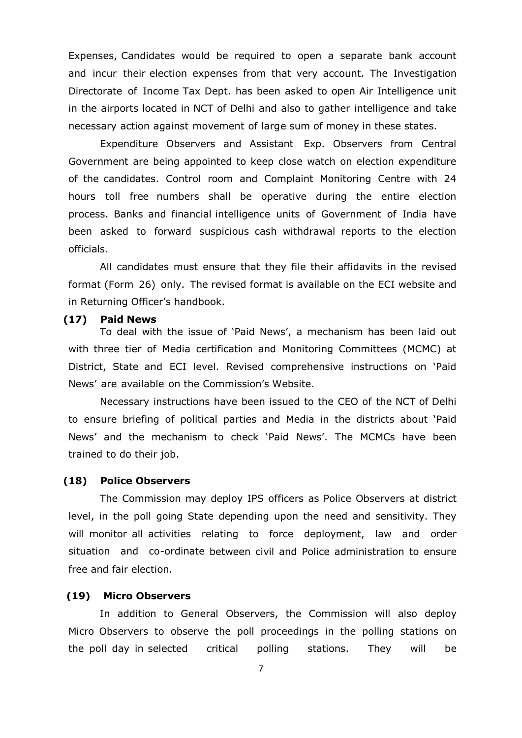Expenses, Candidates would be required to open a separate bank account and incur their election expenses from that very account. The Investigation Directorate of Income Tax Dept. has been asked to open Air Intelligence unit in the airports located in NCT of Delhi and also to gather intelligence and take necessary action against movement of large sum of money in these states.

Expenditure Observers and Assistant Exp. Observers from Central Government are being appointed to keep close watch on election expenditure of the candidates. Control room and Complaint Monitoring Centre with 24 hours toll free numbers shall be operative during the entire election process. Banks and financial intelligence units of Government of India have been asked to forward suspicious cash withdrawal reports to the election officials.

All candidates must ensure that they file their affidavits in the revised format (Form 26) only. The revised format is available on the ECI website and in Returning Officer's handbook.

**(17) Paid News**

To deal with the issue of 'Paid News', a mechanism has been laid out with three tier of Media certification and Monitoring Committees (MCMC) at District, State and ECI level. Revised comprehensive instructions on 'Paid News' are available on the Commission's Website.

Necessary instructions have been issued to the CEO of the NCT of Delhi to ensure briefing of political parties and Media in the districts about 'Paid News' and the mechanism to check 'Paid News'. The MCMCs have been trained to do their job.

**(18) Police Observers**

The Commission may deploy IPS officers as Police Observers at district level, in the poll going State depending upon the need and sensitivity. They will monitor all activities relating to force deployment, law and order situation and co-ordinate between civil and Police administration to ensure free and fair election.

**(19) Micro Observers**

In addition to General Observers, the Commission will also deploy Micro Observers to observe the poll proceedings in the polling stations on the poll day in selected critical polling stations. They will be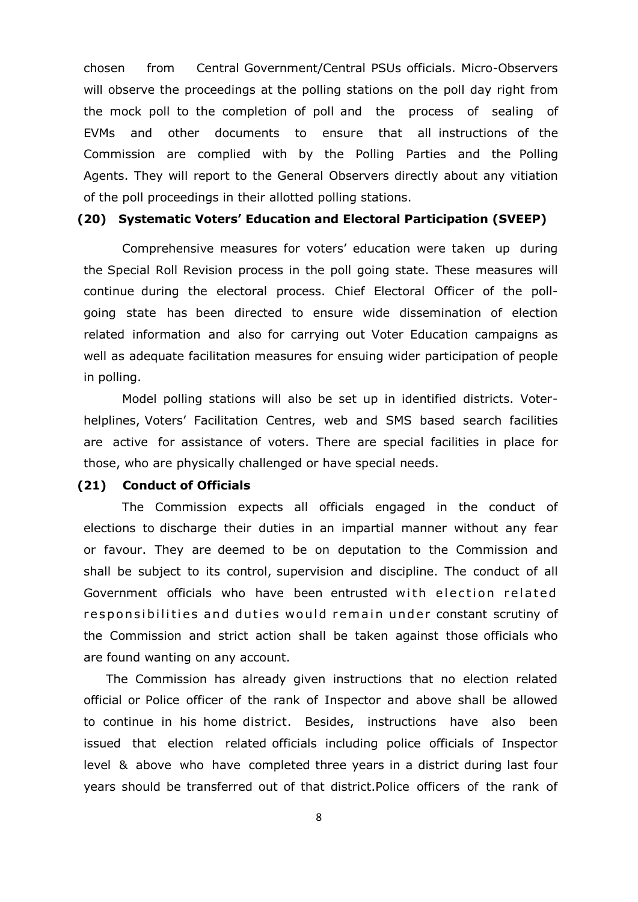chosen from Central Government/Central PSUs officials. Micro-Observers will observe the proceedings at the polling stations on the poll day right from the mock poll to the completion of poll and the process of sealing of EVMs and other documents to ensure that all instructions of the Commission are complied with by the Polling Parties and the Polling Agents. They will report to the General Observers directly about any vitiation of the poll proceedings in their allotted polling stations.

### (20) Systematic Voters' Education and Electoral Participation (SVEEP)

Comprehensive measures for voters' education were taken up during the Special Roll Revision process in the poll going state. These measures will continue during the electoral process. Chief Electoral Officer of the poll-going state has been directed to ensure wide dissemination of election related information and also for carrying out Voter Education campaigns as well as adequate facilitation measures for ensuing wider participation of people in polling.

Model polling stations will also be set up in identified districts. Voter-helplines, Voters' Facilitation Centres, web and SMS based search facilities are active for assistance of voters. There are special facilities in place for those, who are physically challenged or have special needs.

### (21) Conduct of Officials

The Commission expects all officials engaged in the conduct of elections to discharge their duties in an impartial manner without any fear or favour. They are deemed to be on deputation to the Commission and shall be subject to its control, supervision and discipline. The conduct of all Government officials who have been entrusted with election related responsibilities and duties would remain under constant scrutiny of the Commission and strict action shall be taken against those officials who are found wanting on any account.

The Commission has already given instructions that no election related official or Police officer of the rank of Inspector and above shall be allowed to continue in his home district. Besides, instructions have also been issued that election related officials including police officials of Inspector level & above who have completed three years in a district during last four years should be transferred out of that district.Police officers of the rank of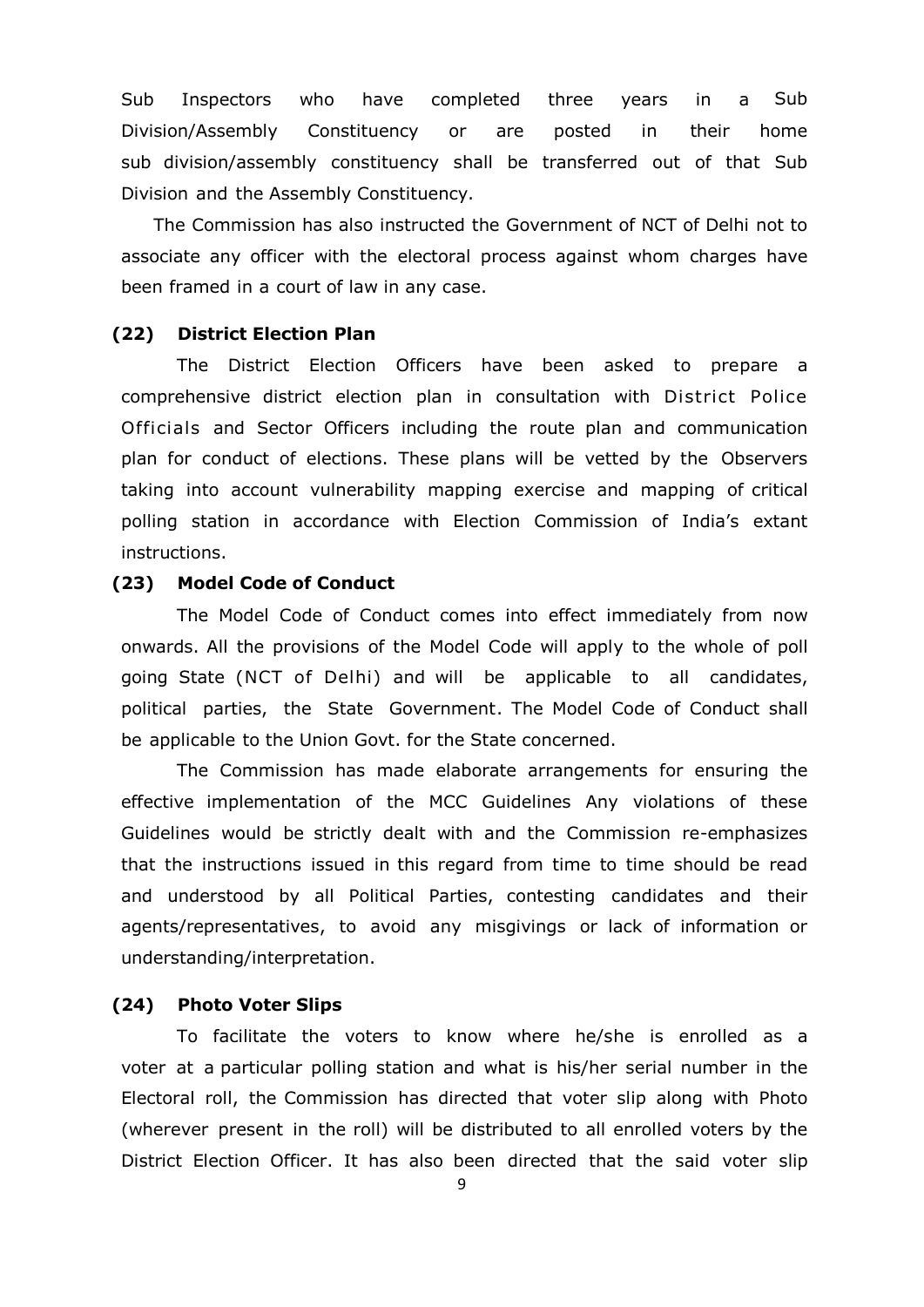Sub Inspectors who have completed three years in a Sub Division/Assembly Constituency or are posted in their home sub division/assembly constituency shall be transferred out of that Sub Division and the Assembly Constituency.

The Commission has also instructed the Government of NCT of Delhi not to associate any officer with the electoral process against whom charges have been framed in a court of law in any case.

**(22) District Election Plan**

The District Election Officers have been asked to prepare a comprehensive district election plan in consultation with District Police Officials and Sector Officers including the route plan and communication plan for conduct of elections. These plans will be vetted by the Observers taking into account vulnerability mapping exercise and mapping of critical polling station in accordance with Election Commission of India's extant instructions.

**(23) Model Code of Conduct**

The Model Code of Conduct comes into effect immediately from now onwards. All the provisions of the Model Code will apply to the whole of poll going State (NCT of Delhi) and will be applicable to all candidates, political parties, the State Government. The Model Code of Conduct shall be applicable to the Union Govt. for the State concerned.

The Commission has made elaborate arrangements for ensuring the effective implementation of the MCC Guidelines Any violations of these Guidelines would be strictly dealt with and the Commission re-emphasizes that the instructions issued in this regard from time to time should be read and understood by all Political Parties, contesting candidates and their agents/representatives, to avoid any misgivings or lack of information or understanding/interpretation.

**(24) Photo Voter Slips**

To facilitate the voters to know where he/she is enrolled as a voter at a particular polling station and what is his/her serial number in the Electoral roll, the Commission has directed that voter slip along with Photo (wherever present in the roll) will be distributed to all enrolled voters by the District Election Officer. It has also been directed that the said voter slip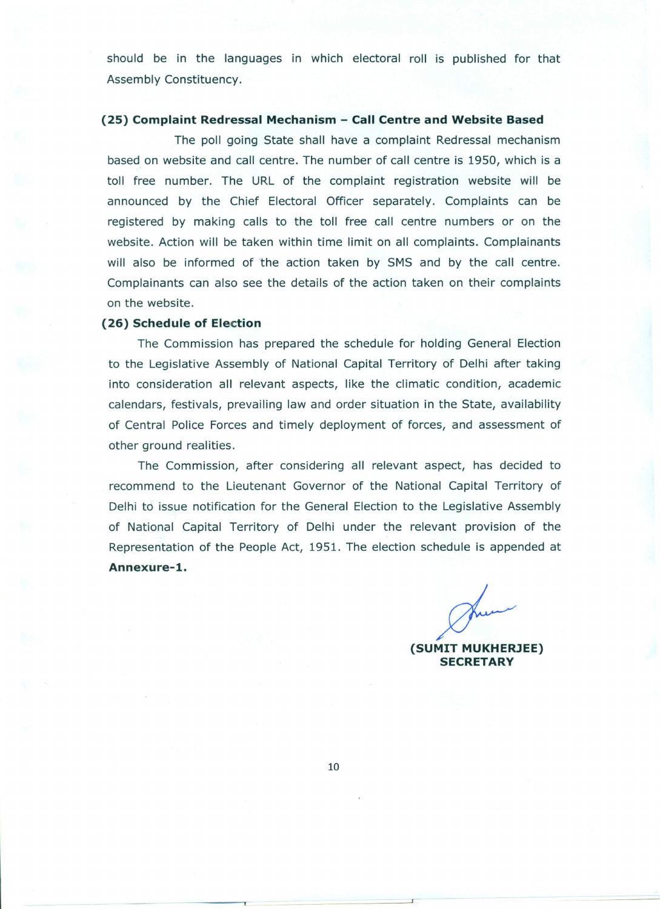should be in the languages in which electoral roll is published for that Assembly Constituency.

**(25) Complaint Redressal Mechanism – Call Centre and Website Based**

The poll going State shall have a complaint Redressal mechanism based on website and call centre. The number of call centre is 1950, which is a toll free number. The URL of the complaint registration website will be announced by the Chief Electoral Officer separately. Complaints can be registered by making calls to the toll free call centre numbers or on the website. Action will be taken within time limit on all complaints. Complainants will also be informed of the action taken by SMS and by the call centre. Complainants can also see the details of the action taken on their complaints on the website.

**(26) Schedule of Election**

The Commission has prepared the schedule for holding General Election to the Legislative Assembly of National Capital Territory of Delhi after taking into consideration all relevant aspects, like the climatic condition, academic calendars, festivals, prevailing law and order situation in the State, availability of Central Police Forces and timely deployment of forces, and assessment of other ground realities.

The Commission, after considering all relevant aspect, has decided to recommend to the Lieutenant Governor of the National Capital Territory of Delhi to issue notification for the General Election to the Legislative Assembly of National Capital Territory of Delhi under the relevant provision of the Representation of the People Act, 1951. The election schedule is appended at **Annexure-1.**

**(SUMIT MUKHERJEE)**
**SECRETARY**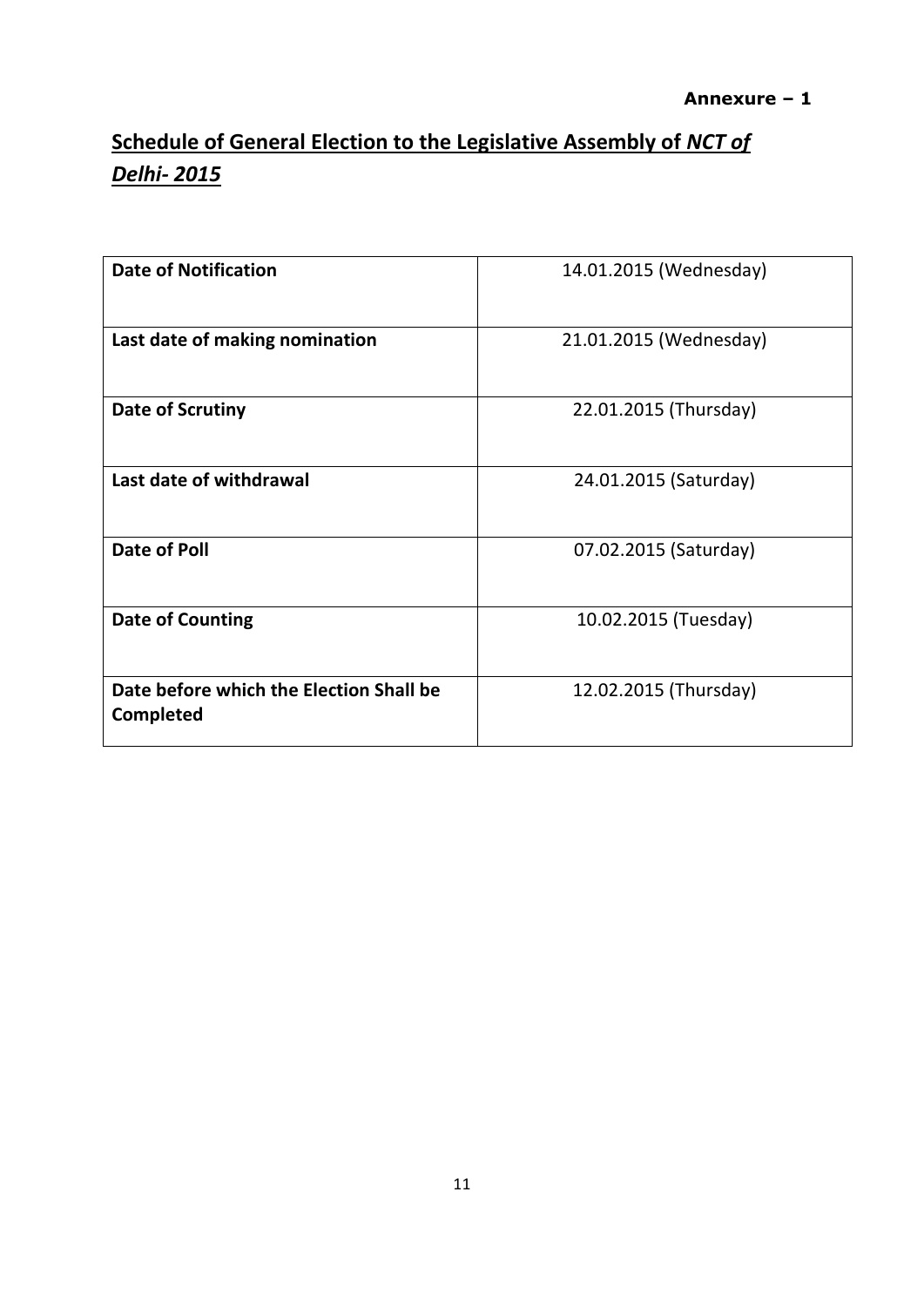**Annexure – 1**

# Schedule of General Election to the Legislative Assembly of *NCT of Delhi- 2015*

| | |
|---|---|
| **Date of Notification** | 14.01.2015 (Wednesday) |
| **Last date of making nomination** | 21.01.2015 (Wednesday) |
| **Date of Scrutiny** | 22.01.2015 (Thursday) |
| **Last date of withdrawal** | 24.01.2015 (Saturday) |
| **Date of Poll** | 07.02.2015 (Saturday) |
| **Date of Counting** | 10.02.2015 (Tuesday) |
| **Date before which the Election Shall be Completed** | 12.02.2015 (Thursday) |